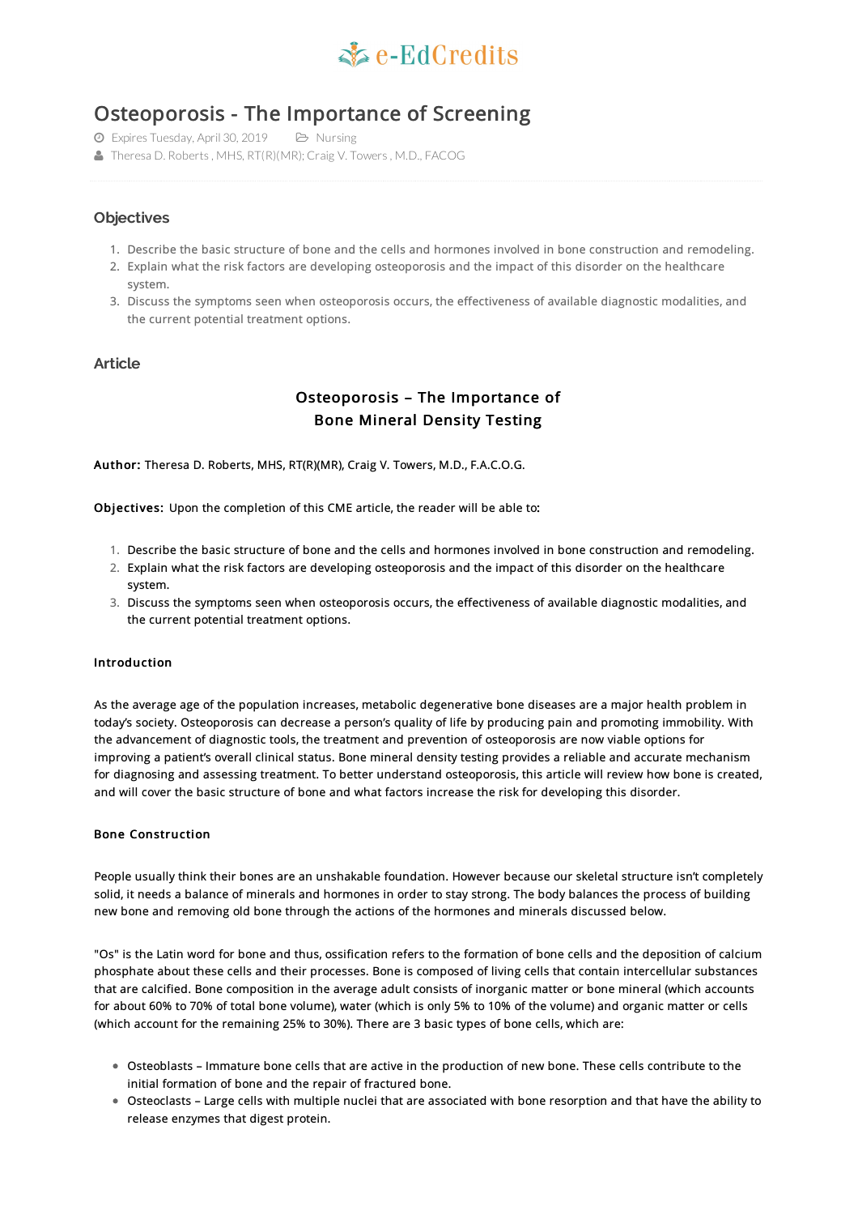# Osteoporosis - The Importance of Screening

Expires Tuesday, April 30, 2019 Nursing

Theresa D. Roberts , MHS, RT(R)(MR); Craig V. Towers , M.D., FACOG

## Objectives

1. Describe the basic structure of bone and the cells and hormones involved in bone construction and remodeling.
2. Explain what the risk factors are developing osteoporosis and the impact of this disorder on the healthcare system.
3. Discuss the symptoms seen when osteoporosis occurs, the effectiveness of available diagnostic modalities, and the current potential treatment options.

## Article

### Osteoporosis – The Importance of Bone Mineral Density Testing

**Author:** Theresa D. Roberts, MHS, RT(R)(MR), Craig V. Towers, M.D., F.A.C.O.G.

**Objectives:** Upon the completion of this CME article, the reader will be able to:

1. Describe the basic structure of bone and the cells and hormones involved in bone construction and remodeling.
2. Explain what the risk factors are developing osteoporosis and the impact of this disorder on the healthcare system.
3. Discuss the symptoms seen when osteoporosis occurs, the effectiveness of available diagnostic modalities, and the current potential treatment options.

#### Introduction

As the average age of the population increases, metabolic degenerative bone diseases are a major health problem in today's society. Osteoporosis can decrease a person's quality of life by producing pain and promoting immobility. With the advancement of diagnostic tools, the treatment and prevention of osteoporosis are now viable options for improving a patient's overall clinical status. Bone mineral density testing provides a reliable and accurate mechanism for diagnosing and assessing treatment. To better understand osteoporosis, this article will review how bone is created, and will cover the basic structure of bone and what factors increase the risk for developing this disorder.

#### Bone Construction

People usually think their bones are an unshakable foundation. However because our skeletal structure isn't completely solid, it needs a balance of minerals and hormones in order to stay strong. The body balances the process of building new bone and removing old bone through the actions of the hormones and minerals discussed below.

"Os" is the Latin word for bone and thus, ossification refers to the formation of bone cells and the deposition of calcium phosphate about these cells and their processes. Bone is composed of living cells that contain intercellular substances that are calcified. Bone composition in the average adult consists of inorganic matter or bone mineral (which accounts for about 60% to 70% of total bone volume), water (which is only 5% to 10% of the volume) and organic matter or cells (which account for the remaining 25% to 30%). There are 3 basic types of bone cells, which are:

- Osteoblasts – Immature bone cells that are active in the production of new bone. These cells contribute to the initial formation of bone and the repair of fractured bone.
- Osteoclasts – Large cells with multiple nuclei that are associated with bone resorption and that have the ability to release enzymes that digest protein.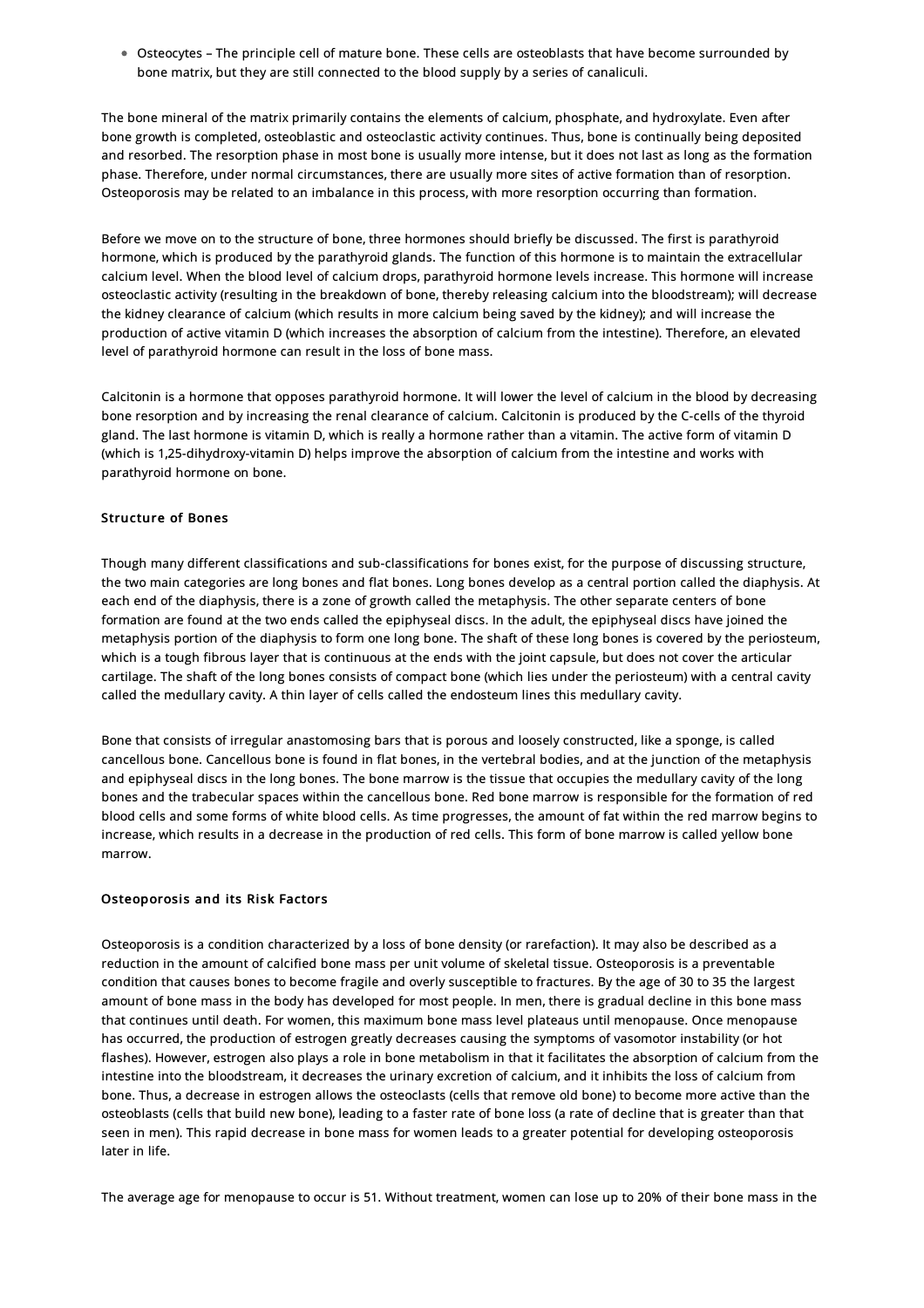- Osteocytes – The principle cell of mature bone. These cells are osteoblasts that have become surrounded by bone matrix, but they are still connected to the blood supply by a series of canaliculi.

The bone mineral of the matrix primarily contains the elements of calcium, phosphate, and hydroxylate. Even after bone growth is completed, osteoblastic and osteoclastic activity continues. Thus, bone is continually being deposited and resorbed. The resorption phase in most bone is usually more intense, but it does not last as long as the formation phase. Therefore, under normal circumstances, there are usually more sites of active formation than of resorption. Osteoporosis may be related to an imbalance in this process, with more resorption occurring than formation.

Before we move on to the structure of bone, three hormones should briefly be discussed. The first is parathyroid hormone, which is produced by the parathyroid glands. The function of this hormone is to maintain the extracellular calcium level. When the blood level of calcium drops, parathyroid hormone levels increase. This hormone will increase osteoclastic activity (resulting in the breakdown of bone, thereby releasing calcium into the bloodstream); will decrease the kidney clearance of calcium (which results in more calcium being saved by the kidney); and will increase the production of active vitamin D (which increases the absorption of calcium from the intestine). Therefore, an elevated level of parathyroid hormone can result in the loss of bone mass.

Calcitonin is a hormone that opposes parathyroid hormone. It will lower the level of calcium in the blood by decreasing bone resorption and by increasing the renal clearance of calcium. Calcitonin is produced by the C-cells of the thyroid gland. The last hormone is vitamin D, which is really a hormone rather than a vitamin. The active form of vitamin D (which is 1,25-dihydroxy-vitamin D) helps improve the absorption of calcium from the intestine and works with parathyroid hormone on bone.

### Structure of Bones

Though many different classifications and sub-classifications for bones exist, for the purpose of discussing structure, the two main categories are long bones and flat bones. Long bones develop as a central portion called the diaphysis. At each end of the diaphysis, there is a zone of growth called the metaphysis. The other separate centers of bone formation are found at the two ends called the epiphyseal discs. In the adult, the epiphyseal discs have joined the metaphysis portion of the diaphysis to form one long bone. The shaft of these long bones is covered by the periosteum, which is a tough fibrous layer that is continuous at the ends with the joint capsule, but does not cover the articular cartilage. The shaft of the long bones consists of compact bone (which lies under the periosteum) with a central cavity called the medullary cavity. A thin layer of cells called the endosteum lines this medullary cavity.

Bone that consists of irregular anastomosing bars that is porous and loosely constructed, like a sponge, is called cancellous bone. Cancellous bone is found in flat bones, in the vertebral bodies, and at the junction of the metaphysis and epiphyseal discs in the long bones. The bone marrow is the tissue that occupies the medullary cavity of the long bones and the trabecular spaces within the cancellous bone. Red bone marrow is responsible for the formation of red blood cells and some forms of white blood cells. As time progresses, the amount of fat within the red marrow begins to increase, which results in a decrease in the production of red cells. This form of bone marrow is called yellow bone marrow.

### Osteoporosis and its Risk Factors

Osteoporosis is a condition characterized by a loss of bone density (or rarefaction). It may also be described as a reduction in the amount of calcified bone mass per unit volume of skeletal tissue. Osteoporosis is a preventable condition that causes bones to become fragile and overly susceptible to fractures. By the age of 30 to 35 the largest amount of bone mass in the body has developed for most people. In men, there is gradual decline in this bone mass that continues until death. For women, this maximum bone mass level plateaus until menopause. Once menopause has occurred, the production of estrogen greatly decreases causing the symptoms of vasomotor instability (or hot flashes). However, estrogen also plays a role in bone metabolism in that it facilitates the absorption of calcium from the intestine into the bloodstream, it decreases the urinary excretion of calcium, and it inhibits the loss of calcium from bone. Thus, a decrease in estrogen allows the osteoclasts (cells that remove old bone) to become more active than the osteoblasts (cells that build new bone), leading to a faster rate of bone loss (a rate of decline that is greater than that seen in men). This rapid decrease in bone mass for women leads to a greater potential for developing osteoporosis later in life.

The average age for menopause to occur is 51. Without treatment, women can lose up to 20% of their bone mass in the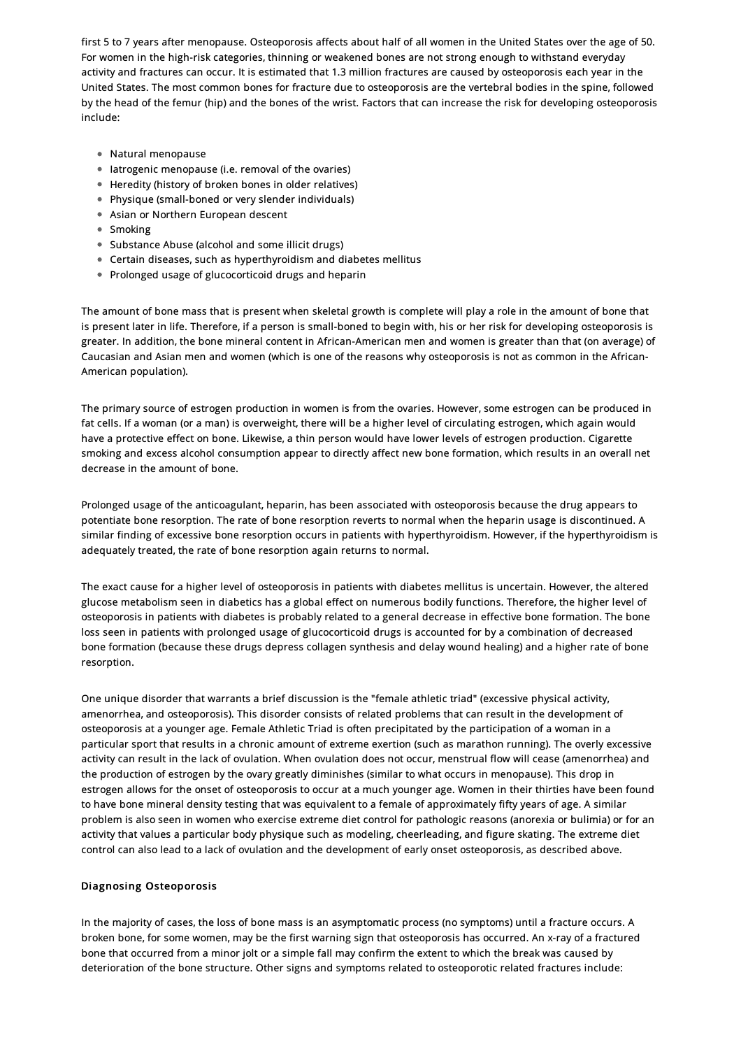first 5 to 7 years after menopause. Osteoporosis affects about half of all women in the United States over the age of 50. For women in the high-risk categories, thinning or weakened bones are not strong enough to withstand everyday activity and fractures can occur. It is estimated that 1.3 million fractures are caused by osteoporosis each year in the United States. The most common bones for fracture due to osteoporosis are the vertebral bodies in the spine, followed by the head of the femur (hip) and the bones of the wrist. Factors that can increase the risk for developing osteoporosis include:

- Natural menopause
- Iatrogenic menopause (i.e. removal of the ovaries)
- Heredity (history of broken bones in older relatives)
- Physique (small-boned or very slender individuals)
- Asian or Northern European descent
- Smoking
- Substance Abuse (alcohol and some illicit drugs)
- Certain diseases, such as hyperthyroidism and diabetes mellitus
- Prolonged usage of glucocorticoid drugs and heparin

The amount of bone mass that is present when skeletal growth is complete will play a role in the amount of bone that is present later in life. Therefore, if a person is small-boned to begin with, his or her risk for developing osteoporosis is greater. In addition, the bone mineral content in African-American men and women is greater than that (on average) of Caucasian and Asian men and women (which is one of the reasons why osteoporosis is not as common in the African-American population).

The primary source of estrogen production in women is from the ovaries. However, some estrogen can be produced in fat cells. If a woman (or a man) is overweight, there will be a higher level of circulating estrogen, which again would have a protective effect on bone. Likewise, a thin person would have lower levels of estrogen production. Cigarette smoking and excess alcohol consumption appear to directly affect new bone formation, which results in an overall net decrease in the amount of bone.

Prolonged usage of the anticoagulant, heparin, has been associated with osteoporosis because the drug appears to potentiate bone resorption. The rate of bone resorption reverts to normal when the heparin usage is discontinued. A similar finding of excessive bone resorption occurs in patients with hyperthyroidism. However, if the hyperthyroidism is adequately treated, the rate of bone resorption again returns to normal.

The exact cause for a higher level of osteoporosis in patients with diabetes mellitus is uncertain. However, the altered glucose metabolism seen in diabetics has a global effect on numerous bodily functions. Therefore, the higher level of osteoporosis in patients with diabetes is probably related to a general decrease in effective bone formation. The bone loss seen in patients with prolonged usage of glucocorticoid drugs is accounted for by a combination of decreased bone formation (because these drugs depress collagen synthesis and delay wound healing) and a higher rate of bone resorption.

One unique disorder that warrants a brief discussion is the "female athletic triad" (excessive physical activity, amenorrhea, and osteoporosis). This disorder consists of related problems that can result in the development of osteoporosis at a younger age. Female Athletic Triad is often precipitated by the participation of a woman in a particular sport that results in a chronic amount of extreme exertion (such as marathon running). The overly excessive activity can result in the lack of ovulation. When ovulation does not occur, menstrual flow will cease (amenorrhea) and the production of estrogen by the ovary greatly diminishes (similar to what occurs in menopause). This drop in estrogen allows for the onset of osteoporosis to occur at a much younger age. Women in their thirties have been found to have bone mineral density testing that was equivalent to a female of approximately fifty years of age. A similar problem is also seen in women who exercise extreme diet control for pathologic reasons (anorexia or bulimia) or for an activity that values a particular body physique such as modeling, cheerleading, and figure skating. The extreme diet control can also lead to a lack of ovulation and the development of early onset osteoporosis, as described above.

### Diagnosing Osteoporosis

In the majority of cases, the loss of bone mass is an asymptomatic process (no symptoms) until a fracture occurs. A broken bone, for some women, may be the first warning sign that osteoporosis has occurred. An x-ray of a fractured bone that occurred from a minor jolt or a simple fall may confirm the extent to which the break was caused by deterioration of the bone structure. Other signs and symptoms related to osteoporotic related fractures include: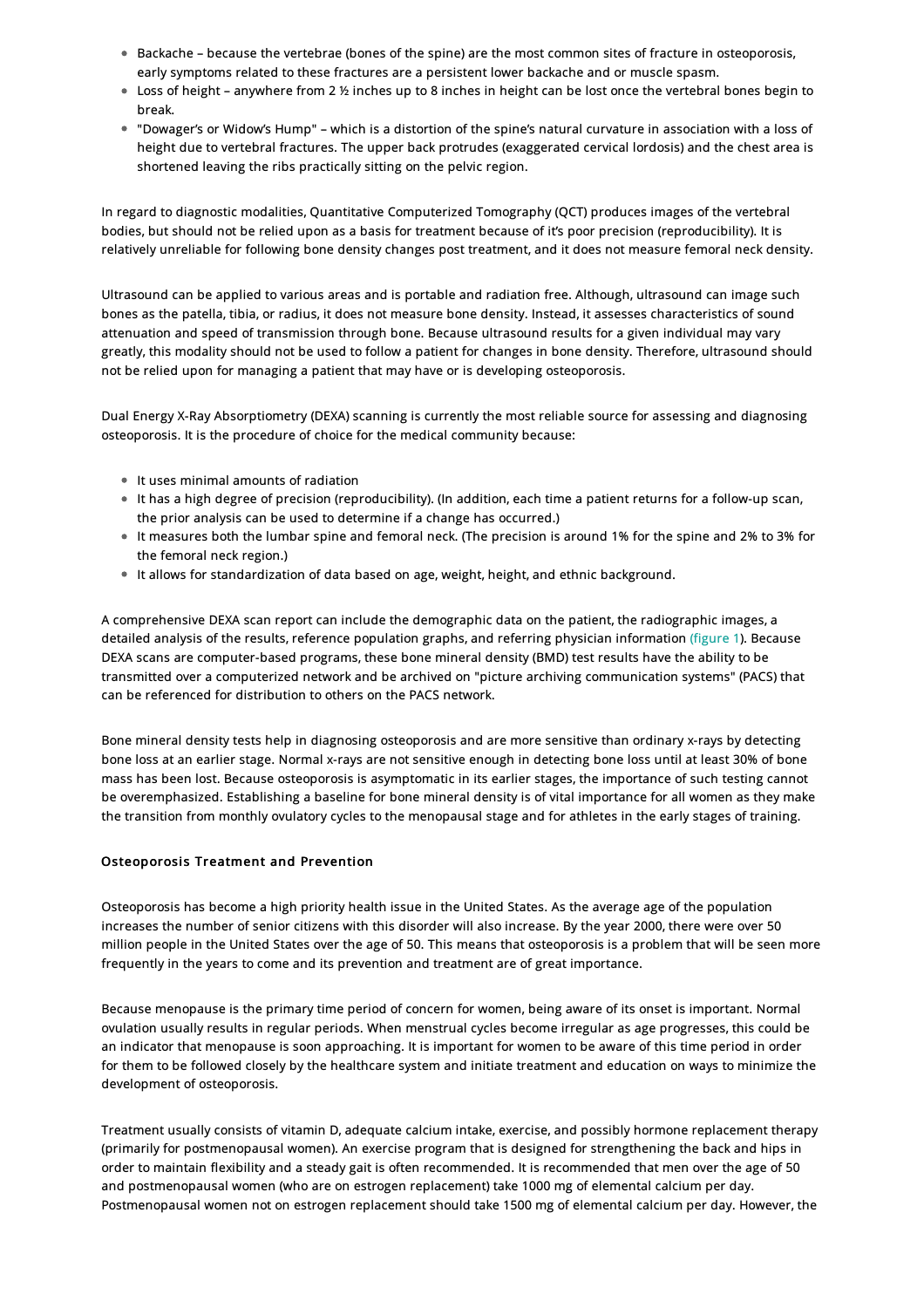- Backache – because the vertebrae (bones of the spine) are the most common sites of fracture in osteoporosis, early symptoms related to these fractures are a persistent lower backache and or muscle spasm.
- Loss of height – anywhere from 2 ½ inches up to 8 inches in height can be lost once the vertebral bones begin to break.
- "Dowager's or Widow's Hump" – which is a distortion of the spine's natural curvature in association with a loss of height due to vertebral fractures. The upper back protrudes (exaggerated cervical lordosis) and the chest area is shortened leaving the ribs practically sitting on the pelvic region.

In regard to diagnostic modalities, Quantitative Computerized Tomography (QCT) produces images of the vertebral bodies, but should not be relied upon as a basis for treatment because of it's poor precision (reproducibility). It is relatively unreliable for following bone density changes post treatment, and it does not measure femoral neck density.

Ultrasound can be applied to various areas and is portable and radiation free. Although, ultrasound can image such bones as the patella, tibia, or radius, it does not measure bone density. Instead, it assesses characteristics of sound attenuation and speed of transmission through bone. Because ultrasound results for a given individual may vary greatly, this modality should not be used to follow a patient for changes in bone density. Therefore, ultrasound should not be relied upon for managing a patient that may have or is developing osteoporosis.

Dual Energy X-Ray Absorptiometry (DEXA) scanning is currently the most reliable source for assessing and diagnosing osteoporosis. It is the procedure of choice for the medical community because:

- It uses minimal amounts of radiation
- It has a high degree of precision (reproducibility). (In addition, each time a patient returns for a follow-up scan, the prior analysis can be used to determine if a change has occurred.)
- It measures both the lumbar spine and femoral neck. (The precision is around 1% for the spine and 2% to 3% for the femoral neck region.)
- It allows for standardization of data based on age, weight, height, and ethnic background.

A comprehensive DEXA scan report can include the demographic data on the patient, the radiographic images, a detailed analysis of the results, reference population graphs, and referring physician information (figure 1). Because DEXA scans are computer-based programs, these bone mineral density (BMD) test results have the ability to be transmitted over a computerized network and be archived on "picture archiving communication systems" (PACS) that can be referenced for distribution to others on the PACS network.

Bone mineral density tests help in diagnosing osteoporosis and are more sensitive than ordinary x-rays by detecting bone loss at an earlier stage. Normal x-rays are not sensitive enough in detecting bone loss until at least 30% of bone mass has been lost. Because osteoporosis is asymptomatic in its earlier stages, the importance of such testing cannot be overemphasized. Establishing a baseline for bone mineral density is of vital importance for all women as they make the transition from monthly ovulatory cycles to the menopausal stage and for athletes in the early stages of training.

#### Osteoporosis Treatment and Prevention

Osteoporosis has become a high priority health issue in the United States. As the average age of the population increases the number of senior citizens with this disorder will also increase. By the year 2000, there were over 50 million people in the United States over the age of 50. This means that osteoporosis is a problem that will be seen more frequently in the years to come and its prevention and treatment are of great importance.

Because menopause is the primary time period of concern for women, being aware of its onset is important. Normal ovulation usually results in regular periods. When menstrual cycles become irregular as age progresses, this could be an indicator that menopause is soon approaching. It is important for women to be aware of this time period in order for them to be followed closely by the healthcare system and initiate treatment and education on ways to minimize the development of osteoporosis.

Treatment usually consists of vitamin D, adequate calcium intake, exercise, and possibly hormone replacement therapy (primarily for postmenopausal women). An exercise program that is designed for strengthening the back and hips in order to maintain flexibility and a steady gait is often recommended. It is recommended that men over the age of 50 and postmenopausal women (who are on estrogen replacement) take 1000 mg of elemental calcium per day. Postmenopausal women not on estrogen replacement should take 1500 mg of elemental calcium per day. However, the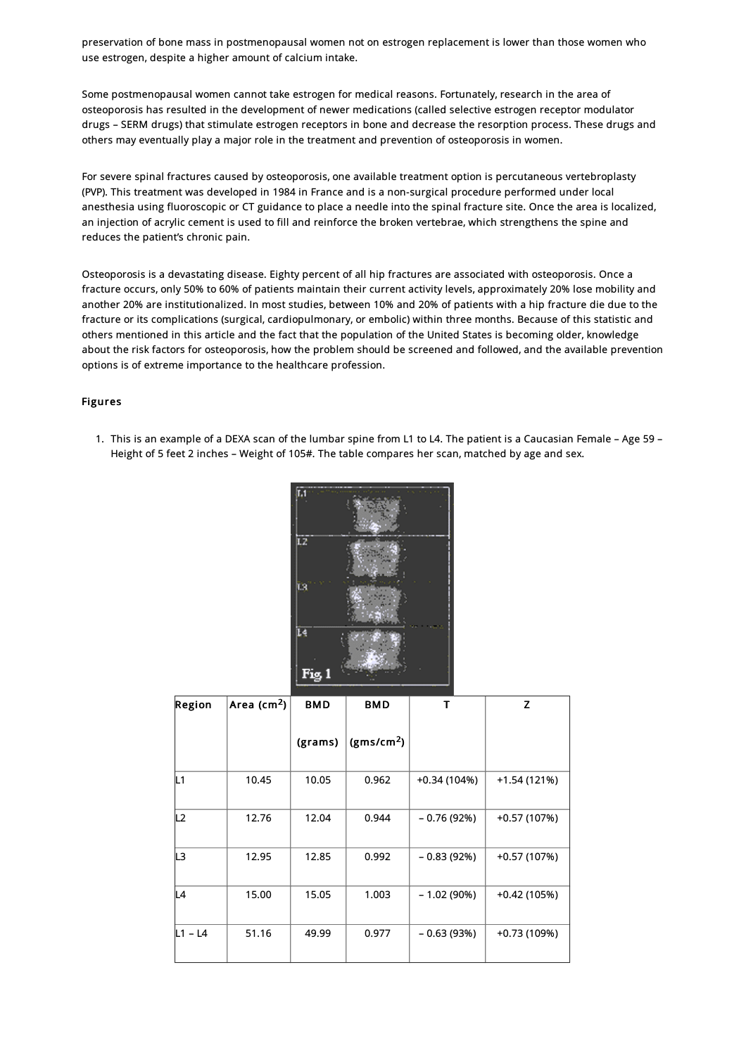preservation of bone mass in postmenopausal women not on estrogen replacement is lower than those women who use estrogen, despite a higher amount of calcium intake.

Some postmenopausal women cannot take estrogen for medical reasons. Fortunately, research in the area of osteoporosis has resulted in the development of newer medications (called selective estrogen receptor modulator drugs – SERM drugs) that stimulate estrogen receptors in bone and decrease the resorption process. These drugs and others may eventually play a major role in the treatment and prevention of osteoporosis in women.

For severe spinal fractures caused by osteoporosis, one available treatment option is percutaneous vertebroplasty (PVP). This treatment was developed in 1984 in France and is a non-surgical procedure performed under local anesthesia using fluoroscopic or CT guidance to place a needle into the spinal fracture site. Once the area is localized, an injection of acrylic cement is used to fill and reinforce the broken vertebrae, which strengthens the spine and reduces the patient's chronic pain.

Osteoporosis is a devastating disease. Eighty percent of all hip fractures are associated with osteoporosis. Once a fracture occurs, only 50% to 60% of patients maintain their current activity levels, approximately 20% lose mobility and another 20% are institutionalized. In most studies, between 10% and 20% of patients with a hip fracture die due to the fracture or its complications (surgical, cardiopulmonary, or embolic) within three months. Because of this statistic and others mentioned in this article and the fact that the population of the United States is becoming older, knowledge about the risk factors for osteoporosis, how the problem should be screened and followed, and the available prevention options is of extreme importance to the healthcare profession.

**Figures**

1. This is an example of a DEXA scan of the lumbar spine from L1 to L4. The patient is a Caucasian Female – Age 59 – Height of 5 feet 2 inches – Weight of 105#. The table compares her scan, matched by age and sex.

Fig 1

| Region | Area ($cm^2$) | BMD (grams) | BMD ($gms/cm^2$) | T | Z |
|---|---|---|---|---|---|
| L1 | 10.45 | 10.05 | 0.962 | +0.34 (104%) | +1.54 (121%) |
| L2 | 12.76 | 12.04 | 0.944 | – 0.76 (92%) | +0.57 (107%) |
| L3 | 12.95 | 12.85 | 0.992 | – 0.83 (92%) | +0.57 (107%) |
| L4 | 15.00 | 15.05 | 1.003 | – 1.02 (90%) | +0.42 (105%) |
| L1 – L4 | 51.16 | 49.99 | 0.977 | – 0.63 (93%) | +0.73 (109%) |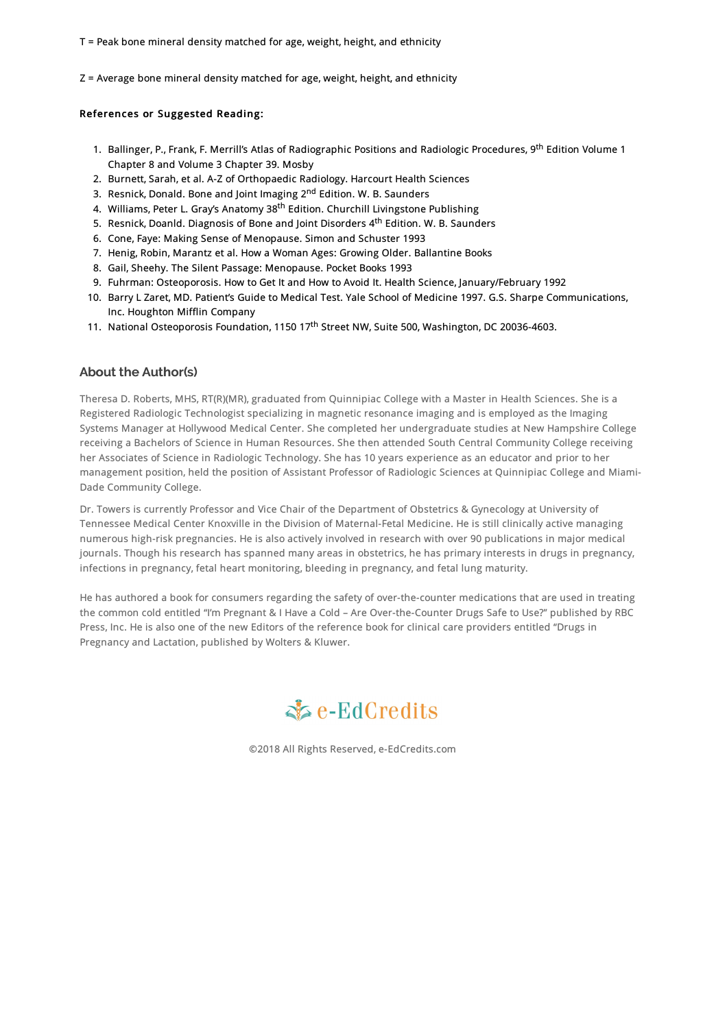T = Peak bone mineral density matched for age, weight, height, and ethnicity

Z = Average bone mineral density matched for age, weight, height, and ethnicity

**References or Suggested Reading:**

1. Ballinger, P., Frank, F. Merrill's Atlas of Radiographic Positions and Radiologic Procedures, 9th Edition Volume 1 Chapter 8 and Volume 3 Chapter 39. Mosby
2. Burnett, Sarah, et al. A-Z of Orthopaedic Radiology. Harcourt Health Sciences
3. Resnick, Donald. Bone and Joint Imaging 2nd Edition. W. B. Saunders
4. Williams, Peter L. Gray's Anatomy 38th Edition. Churchill Livingstone Publishing
5. Resnick, Doanld. Diagnosis of Bone and Joint Disorders 4th Edition. W. B. Saunders
6. Cone, Faye: Making Sense of Menopause. Simon and Schuster 1993
7. Henig, Robin, Marantz et al. How a Woman Ages: Growing Older. Ballantine Books
8. Gail, Sheehy. The Silent Passage: Menopause. Pocket Books 1993
9. Fuhrman: Osteoporosis. How to Get It and How to Avoid It. Health Science, January/February 1992
10. Barry L Zaret, MD. Patient's Guide to Medical Test. Yale School of Medicine 1997. G.S. Sharpe Communications, Inc. Houghton Mifflin Company
11. National Osteoporosis Foundation, 1150 17th Street NW, Suite 500, Washington, DC 20036-4603.

## About the Author(s)

Theresa D. Roberts, MHS, RT(R)(MR), graduated from Quinnipiac College with a Master in Health Sciences. She is a Registered Radiologic Technologist specializing in magnetic resonance imaging and is employed as the Imaging Systems Manager at Hollywood Medical Center. She completed her undergraduate studies at New Hampshire College receiving a Bachelors of Science in Human Resources. She then attended South Central Community College receiving her Associates of Science in Radiologic Technology. She has 10 years experience as an educator and prior to her management position, held the position of Assistant Professor of Radiologic Sciences at Quinnipiac College and Miami-Dade Community College.

Dr. Towers is currently Professor and Vice Chair of the Department of Obstetrics & Gynecology at University of Tennessee Medical Center Knoxville in the Division of Maternal-Fetal Medicine. He is still clinically active managing numerous high-risk pregnancies. He is also actively involved in research with over 90 publications in major medical journals. Though his research has spanned many areas in obstetrics, he has primary interests in drugs in pregnancy, infections in pregnancy, fetal heart monitoring, bleeding in pregnancy, and fetal lung maturity.

He has authored a book for consumers regarding the safety of over-the-counter medications that are used in treating the common cold entitled "I'm Pregnant & I Have a Cold – Are Over-the-Counter Drugs Safe to Use?" published by RBC Press, Inc. He is also one of the new Editors of the reference book for clinical care providers entitled "Drugs in Pregnancy and Lactation, published by Wolters & Kluwer.

e-EdCredits

©2018 All Rights Reserved, e-EdCredits.com